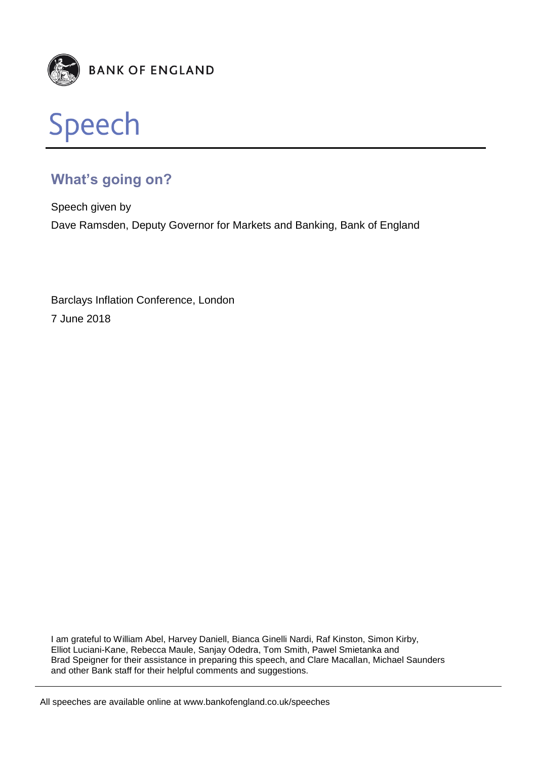**BANK OF ENGLAND**

# Speech

## What's going on?

Speech given by

Dave Ramsden, Deputy Governor for Markets and Banking, Bank of England

Barclays Inflation Conference, London

7 June 2018

I am grateful to William Abel, Harvey Daniell, Bianca Ginelli Nardi, Raf Kinston, Simon Kirby, Elliot Luciani-Kane, Rebecca Maule, Sanjay Odedra, Tom Smith, Pawel Smietanka and Brad Speigner for their assistance in preparing this speech, and Clare Macallan, Michael Saunders and other Bank staff for their helpful comments and suggestions.

All speeches are available online at www.bankofengland.co.uk/speeches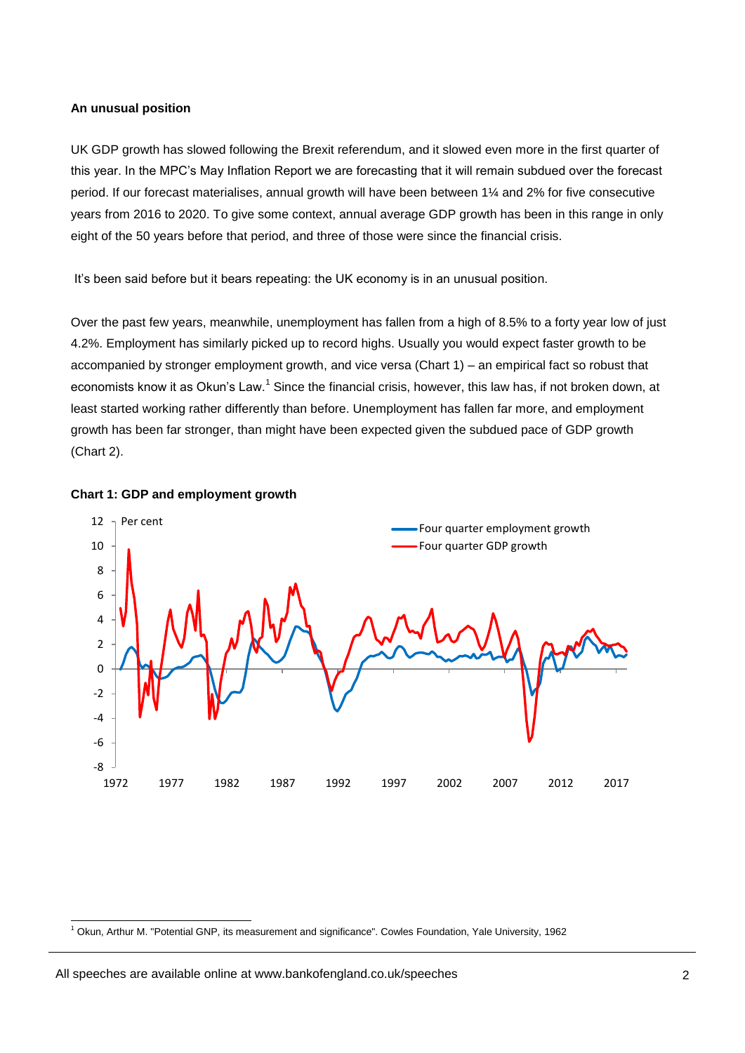**An unusual position**

UK GDP growth has slowed following the Brexit referendum, and it slowed even more in the first quarter of this year. In the MPC's May Inflation Report we are forecasting that it will remain subdued over the forecast period. If our forecast materialises, annual growth will have been between 1¼ and 2% for five consecutive years from 2016 to 2020. To give some context, annual average GDP growth has been in this range in only eight of the 50 years before that period, and three of those were since the financial crisis.

It's been said before but it bears repeating: the UK economy is in an unusual position.

Over the past few years, meanwhile, unemployment has fallen from a high of 8.5% to a forty year low of just 4.2%. Employment has similarly picked up to record highs. Usually you would expect faster growth to be accompanied by stronger employment growth, and vice versa (Chart 1) – an empirical fact so robust that economists know it as Okun's Law.[1] Since the financial crisis, however, this law has, if not broken down, at least started working rather differently than before. Unemployment has fallen far more, and employment growth has been far stronger, than might have been expected given the subdued pace of GDP growth (Chart 2).

**Chart 1: GDP and employment growth**

[1] Okun, Arthur M. "Potential GNP, its measurement and significance". Cowles Foundation, Yale University, 1962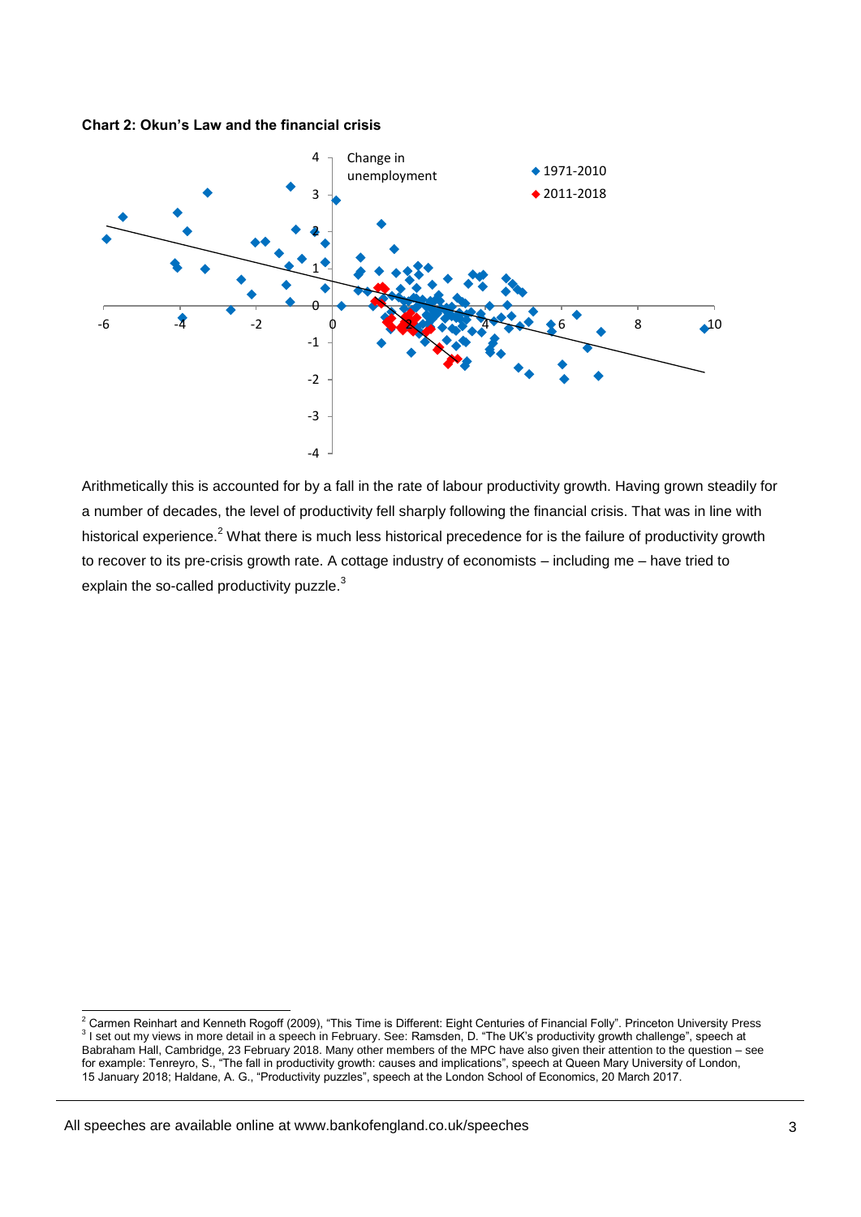**Chart 2: Okun's Law and the financial crisis**

Arithmetically this is accounted for by a fall in the rate of labour productivity growth. Having grown steadily for a number of decades, the level of productivity fell sharply following the financial crisis. That was in line with historical experience.[2] What there is much less historical precedence for is the failure of productivity growth to recover to its pre-crisis growth rate. A cottage industry of economists – including me – have tried to explain the so-called productivity puzzle.[3]

---

[2] Carmen Reinhart and Kenneth Rogoff (2009), "This Time is Different: Eight Centuries of Financial Folly". Princeton University Press

[3] I set out my views in more detail in a speech in February. See: Ramsden, D. "The UK's productivity growth challenge", speech at Babraham Hall, Cambridge, 23 February 2018. Many other members of the MPC have also given their attention to the question – see for example: Tenreyro, S., "The fall in productivity growth: causes and implications", speech at Queen Mary University of London, 15 January 2018; Haldane, A. G., "Productivity puzzles", speech at the London School of Economics, 20 March 2017.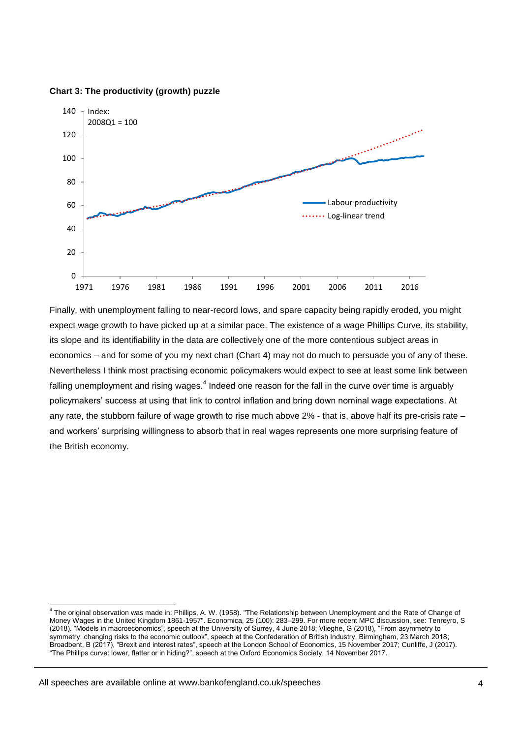**Chart 3: The productivity (growth) puzzle**

Finally, with unemployment falling to near-record lows, and spare capacity being rapidly eroded, you might expect wage growth to have picked up at a similar pace. The existence of a wage Phillips Curve, its stability, its slope and its identifiability in the data are collectively one of the more contentious subject areas in economics – and for some of you my next chart (Chart 4) may not do much to persuade you of any of these. Nevertheless I think most practising economic policymakers would expect to see at least some link between falling unemployment and rising wages.[4] Indeed one reason for the fall in the curve over time is arguably policymakers' success at using that link to control inflation and bring down nominal wage expectations. At any rate, the stubborn failure of wage growth to rise much above 2% - that is, above half its pre-crisis rate – and workers' surprising willingness to absorb that in real wages represents one more surprising feature of the British economy.

[4] The original observation was made in: Phillips, A. W. (1958). "The Relationship between Unemployment and the Rate of Change of Money Wages in the United Kingdom 1861-1957". Economica, 25 (100): 283–299. For more recent MPC discussion, see: Tenreyro, S (2018). "Models in macroeconomics", speech at the University of Surrey, 4 June 2018; Vlieghe, G (2018), "From asymmetry to symmetry: changing risks to the economic outlook", speech at the Confederation of British Industry, Birmingham, 23 March 2018; Broadbent, B (2017), "Brexit and interest rates", speech at the London School of Economics, 15 November 2017; Cunliffe, J (2017). "The Phillips curve: lower, flatter or in hiding?", speech at the Oxford Economics Society, 14 November 2017.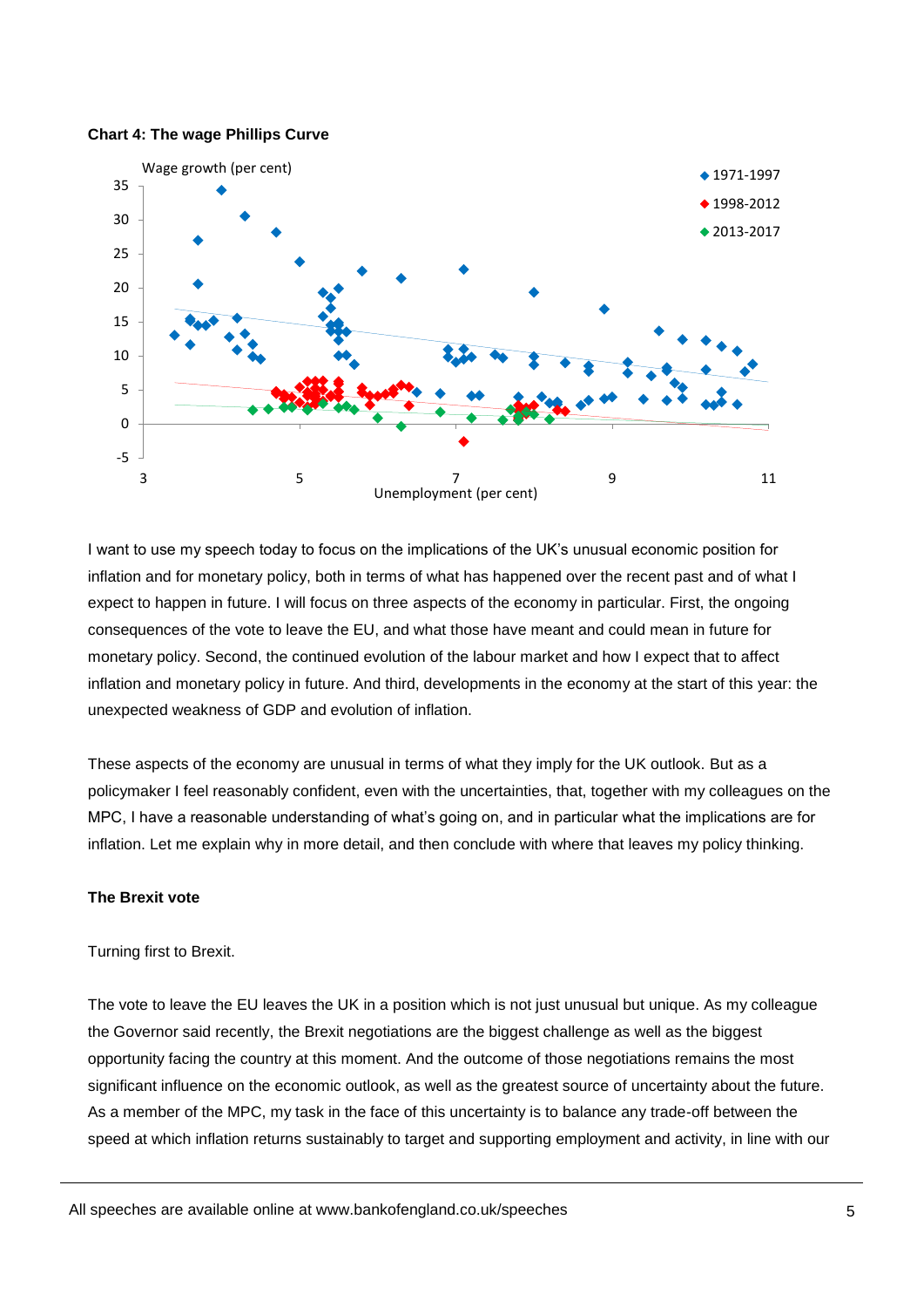**Chart 4: The wage Phillips Curve**

I want to use my speech today to focus on the implications of the UK's unusual economic position for inflation and for monetary policy, both in terms of what has happened over the recent past and of what I expect to happen in future. I will focus on three aspects of the economy in particular. First, the ongoing consequences of the vote to leave the EU, and what those have meant and could mean in future for monetary policy. Second, the continued evolution of the labour market and how I expect that to affect inflation and monetary policy in future. And third, developments in the economy at the start of this year: the unexpected weakness of GDP and evolution of inflation.

These aspects of the economy are unusual in terms of what they imply for the UK outlook. But as a policymaker I feel reasonably confident, even with the uncertainties, that, together with my colleagues on the MPC, I have a reasonable understanding of what's going on, and in particular what the implications are for inflation. Let me explain why in more detail, and then conclude with where that leaves my policy thinking.

**The Brexit vote**

Turning first to Brexit.

The vote to leave the EU leaves the UK in a position which is not just unusual but unique. As my colleague the Governor said recently, the Brexit negotiations are the biggest challenge as well as the biggest opportunity facing the country at this moment. And the outcome of those negotiations remains the most significant influence on the economic outlook, as well as the greatest source of uncertainty about the future. As a member of the MPC, my task in the face of this uncertainty is to balance any trade-off between the speed at which inflation returns sustainably to target and supporting employment and activity, in line with our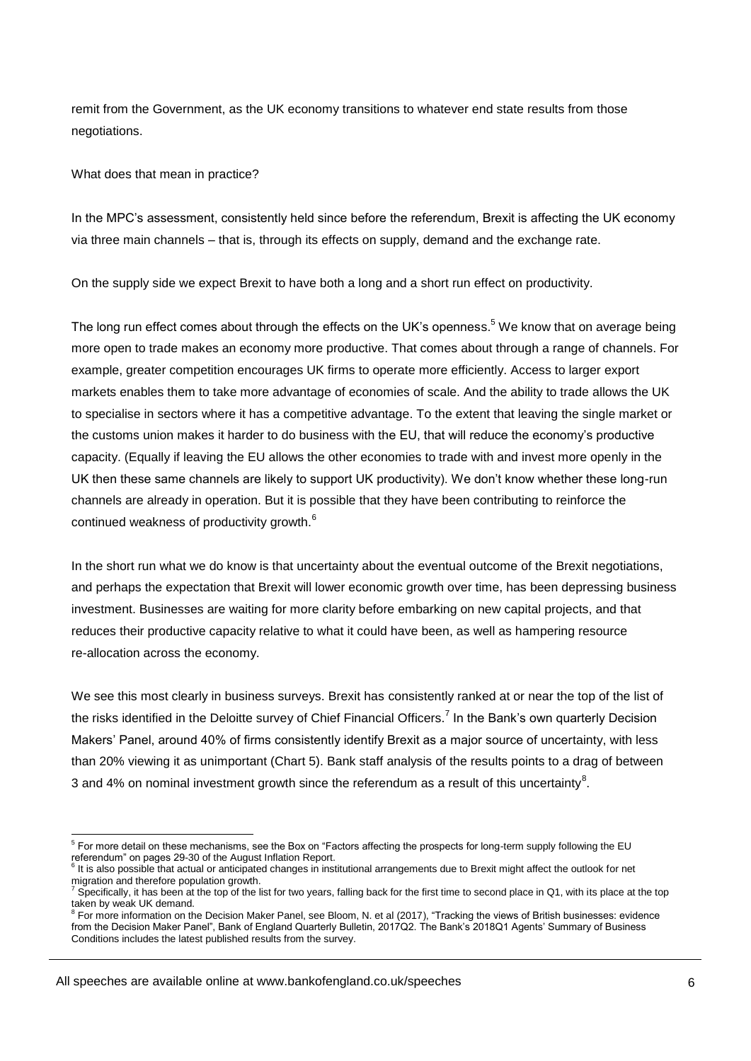remit from the Government, as the UK economy transitions to whatever end state results from those negotiations.

What does that mean in practice?

In the MPC's assessment, consistently held since before the referendum, Brexit is affecting the UK economy via three main channels – that is, through its effects on supply, demand and the exchange rate.

On the supply side we expect Brexit to have both a long and a short run effect on productivity.

The long run effect comes about through the effects on the UK's openness.[5] We know that on average being more open to trade makes an economy more productive. That comes about through a range of channels. For example, greater competition encourages UK firms to operate more efficiently. Access to larger export markets enables them to take more advantage of economies of scale. And the ability to trade allows the UK to specialise in sectors where it has a competitive advantage. To the extent that leaving the single market or the customs union makes it harder to do business with the EU, that will reduce the economy's productive capacity. (Equally if leaving the EU allows the other economies to trade with and invest more openly in the UK then these same channels are likely to support UK productivity). We don't know whether these long-run channels are already in operation. But it is possible that they have been contributing to reinforce the continued weakness of productivity growth.[6]

In the short run what we do know is that uncertainty about the eventual outcome of the Brexit negotiations, and perhaps the expectation that Brexit will lower economic growth over time, has been depressing business investment. Businesses are waiting for more clarity before embarking on new capital projects, and that reduces their productive capacity relative to what it could have been, as well as hampering resource re-allocation across the economy.

We see this most clearly in business surveys. Brexit has consistently ranked at or near the top of the list of the risks identified in the Deloitte survey of Chief Financial Officers.[7] In the Bank's own quarterly Decision Makers' Panel, around 40% of firms consistently identify Brexit as a major source of uncertainty, with less than 20% viewing it as unimportant (Chart 5). Bank staff analysis of the results points to a drag of between 3 and 4% on nominal investment growth since the referendum as a result of this uncertainty[8].

---

[5] For more detail on these mechanisms, see the Box on "Factors affecting the prospects for long-term supply following the EU referendum" on pages 29-30 of the August Inflation Report.

[6] It is also possible that actual or anticipated changes in institutional arrangements due to Brexit might affect the outlook for net migration and therefore population growth.

[7] Specifically, it has been at the top of the list for two years, falling back for the first time to second place in Q1, with its place at the top taken by weak UK demand.

[8] For more information on the Decision Maker Panel, see Bloom, N. et al (2017), "Tracking the views of British businesses: evidence from the Decision Maker Panel", Bank of England Quarterly Bulletin, 2017Q2. The Bank's 2018Q1 Agents' Summary of Business Conditions includes the latest published results from the survey.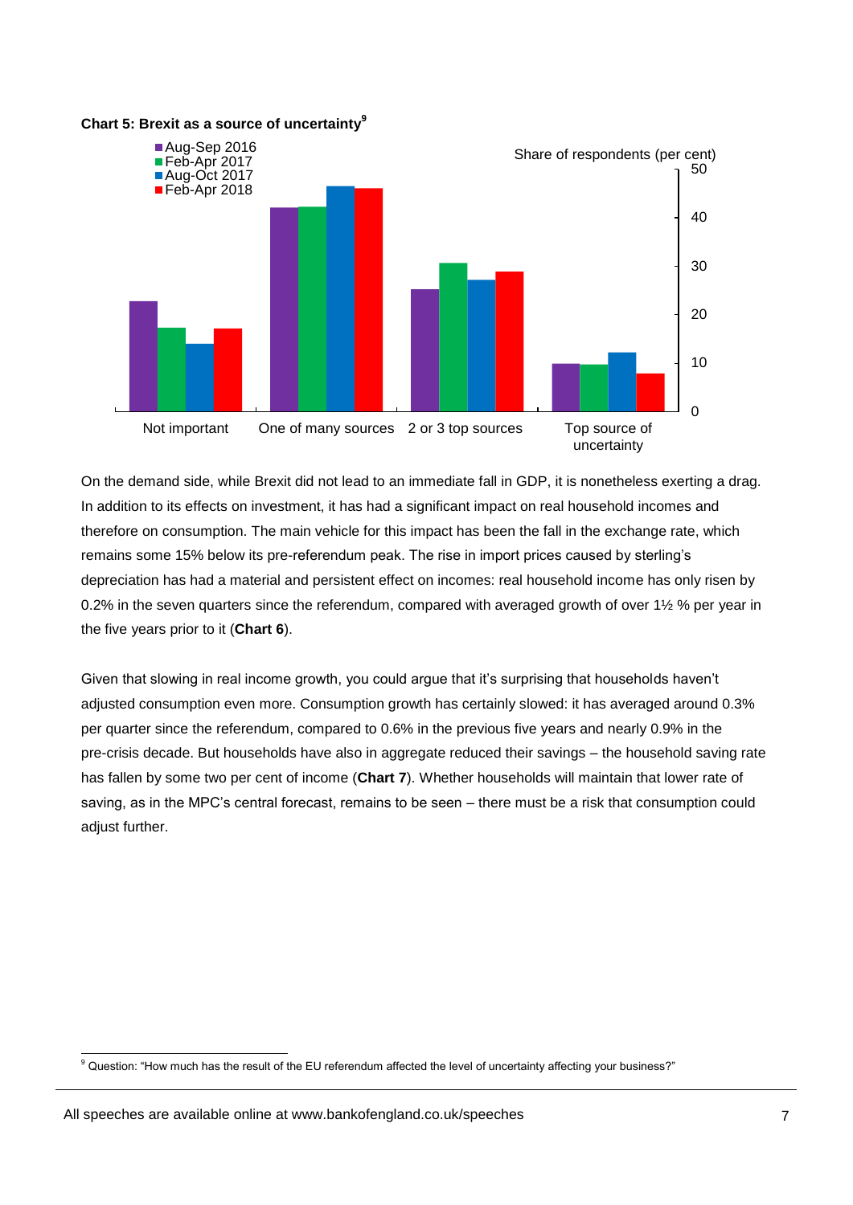**Chart 5: Brexit as a source of uncertainty**[9]

On the demand side, while Brexit did not lead to an immediate fall in GDP, it is nonetheless exerting a drag. In addition to its effects on investment, it has had a significant impact on real household incomes and therefore on consumption. The main vehicle for this impact has been the fall in the exchange rate, which remains some 15% below its pre-referendum peak. The rise in import prices caused by sterling's depreciation has had a material and persistent effect on incomes: real household income has only risen by 0.2% in the seven quarters since the referendum, compared with averaged growth of over 1½ % per year in the five years prior to it (**Chart 6**).

Given that slowing in real income growth, you could argue that it's surprising that households haven't adjusted consumption even more. Consumption growth has certainly slowed: it has averaged around 0.3% per quarter since the referendum, compared to 0.6% in the previous five years and nearly 0.9% in the pre-crisis decade. But households have also in aggregate reduced their savings – the household saving rate has fallen by some two per cent of income (**Chart 7**). Whether households will maintain that lower rate of saving, as in the MPC's central forecast, remains to be seen – there must be a risk that consumption could adjust further.

[9] Question: "How much has the result of the EU referendum affected the level of uncertainty affecting your business?"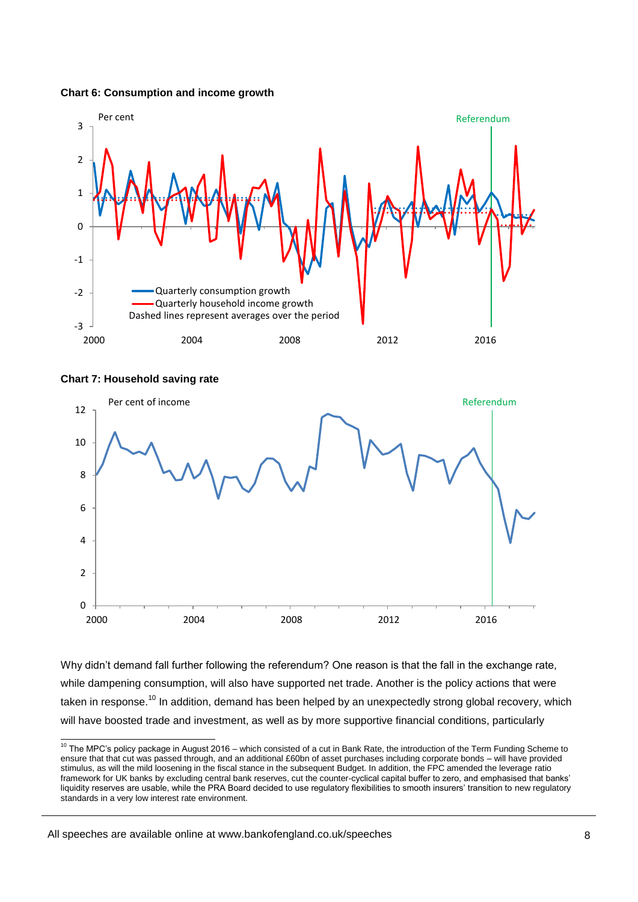**Chart 6: Consumption and income growth**

**Chart 7: Household saving rate**

Why didn't demand fall further following the referendum? One reason is that the fall in the exchange rate, while dampening consumption, will also have supported net trade. Another is the policy actions that were taken in response.[10] In addition, demand has been helped by an unexpectedly strong global recovery, which will have boosted trade and investment, as well as by more supportive financial conditions, particularly

[10] The MPC's policy package in August 2016 – which consisted of a cut in Bank Rate, the introduction of the Term Funding Scheme to ensure that that cut was passed through, and an additional £60bn of asset purchases including corporate bonds – will have provided stimulus, as will the mild loosening in the fiscal stance in the subsequent Budget. In addition, the FPC amended the leverage ratio framework for UK banks by excluding central bank reserves, cut the counter-cyclical capital buffer to zero, and emphasised that banks' liquidity reserves are usable, while the PRA Board decided to use regulatory flexibilities to smooth insurers' transition to new regulatory standards in a very low interest rate environment.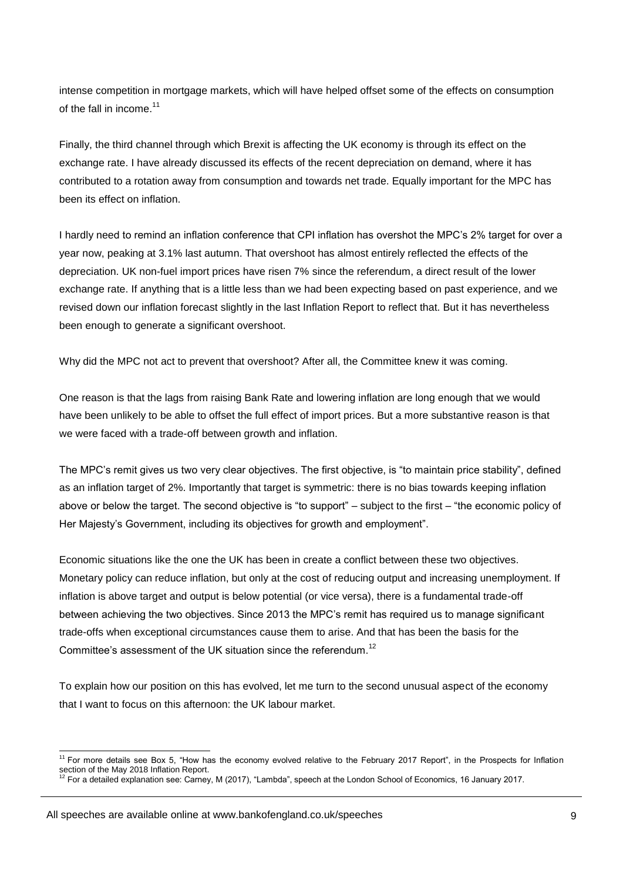intense competition in mortgage markets, which will have helped offset some of the effects on consumption of the fall in income.[11]

Finally, the third channel through which Brexit is affecting the UK economy is through its effect on the exchange rate. I have already discussed its effects of the recent depreciation on demand, where it has contributed to a rotation away from consumption and towards net trade. Equally important for the MPC has been its effect on inflation.

I hardly need to remind an inflation conference that CPI inflation has overshot the MPC's 2% target for over a year now, peaking at 3.1% last autumn. That overshoot has almost entirely reflected the effects of the depreciation. UK non-fuel import prices have risen 7% since the referendum, a direct result of the lower exchange rate. If anything that is a little less than we had been expecting based on past experience, and we revised down our inflation forecast slightly in the last Inflation Report to reflect that. But it has nevertheless been enough to generate a significant overshoot.

Why did the MPC not act to prevent that overshoot? After all, the Committee knew it was coming.

One reason is that the lags from raising Bank Rate and lowering inflation are long enough that we would have been unlikely to be able to offset the full effect of import prices. But a more substantive reason is that we were faced with a trade-off between growth and inflation.

The MPC's remit gives us two very clear objectives. The first objective, is "to maintain price stability", defined as an inflation target of 2%. Importantly that target is symmetric: there is no bias towards keeping inflation above or below the target. The second objective is "to support" – subject to the first – "the economic policy of Her Majesty's Government, including its objectives for growth and employment".

Economic situations like the one the UK has been in create a conflict between these two objectives. Monetary policy can reduce inflation, but only at the cost of reducing output and increasing unemployment. If inflation is above target and output is below potential (or vice versa), there is a fundamental trade-off between achieving the two objectives. Since 2013 the MPC's remit has required us to manage significant trade-offs when exceptional circumstances cause them to arise. And that has been the basis for the Committee's assessment of the UK situation since the referendum.[12]

To explain how our position on this has evolved, let me turn to the second unusual aspect of the economy that I want to focus on this afternoon: the UK labour market.

---

[11] For more details see Box 5, "How has the economy evolved relative to the February 2017 Report", in the Prospects for Inflation section of the May 2018 Inflation Report.

[12] For a detailed explanation see: Carney, M (2017), "Lambda", speech at the London School of Economics, 16 January 2017.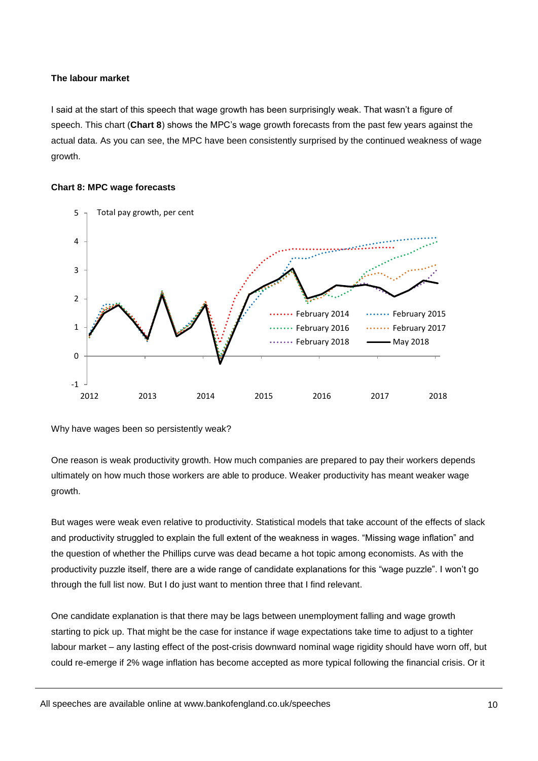**The labour market**

I said at the start of this speech that wage growth has been surprisingly weak. That wasn't a figure of speech. This chart (**Chart 8**) shows the MPC's wage growth forecasts from the past few years against the actual data. As you can see, the MPC have been consistently surprised by the continued weakness of wage growth.

**Chart 8: MPC wage forecasts**

Why have wages been so persistently weak?

One reason is weak productivity growth. How much companies are prepared to pay their workers depends ultimately on how much those workers are able to produce. Weaker productivity has meant weaker wage growth.

But wages were weak even relative to productivity. Statistical models that take account of the effects of slack and productivity struggled to explain the full extent of the weakness in wages. "Missing wage inflation" and the question of whether the Phillips curve was dead became a hot topic among economists. As with the productivity puzzle itself, there are a wide range of candidate explanations for this "wage puzzle". I won't go through the full list now. But I do just want to mention three that I find relevant.

One candidate explanation is that there may be lags between unemployment falling and wage growth starting to pick up. That might be the case for instance if wage expectations take time to adjust to a tighter labour market – any lasting effect of the post-crisis downward nominal wage rigidity should have worn off, but could re-emerge if 2% wage inflation has become accepted as more typical following the financial crisis. Or it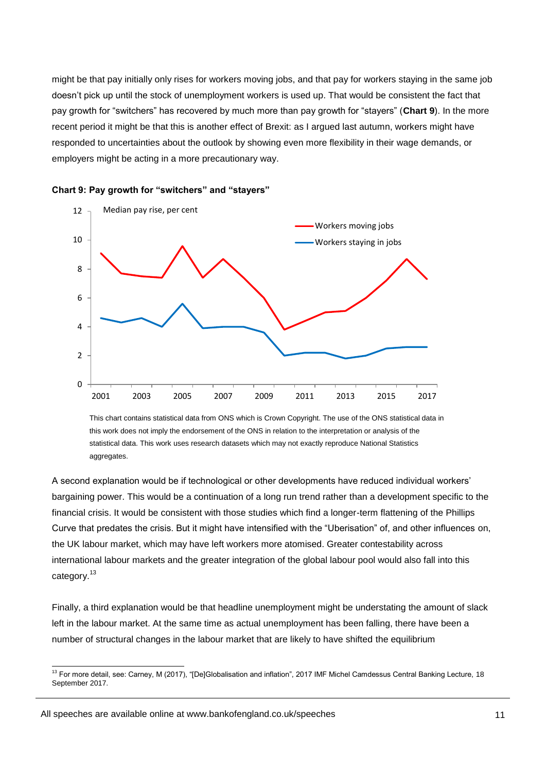might be that pay initially only rises for workers moving jobs, and that pay for workers staying in the same job doesn't pick up until the stock of unemployment workers is used up. That would be consistent the fact that pay growth for "switchers" has recovered by much more than pay growth for "stayers" (**Chart 9**). In the more recent period it might be that this is another effect of Brexit: as I argued last autumn, workers might have responded to uncertainties about the outlook by showing even more flexibility in their wage demands, or employers might be acting in a more precautionary way.

**Chart 9: Pay growth for "switchers" and "stayers"**

This chart contains statistical data from ONS which is Crown Copyright. The use of the ONS statistical data in this work does not imply the endorsement of the ONS in relation to the interpretation or analysis of the statistical data. This work uses research datasets which may not exactly reproduce National Statistics aggregates.

A second explanation would be if technological or other developments have reduced individual workers' bargaining power. This would be a continuation of a long run trend rather than a development specific to the financial crisis. It would be consistent with those studies which find a longer-term flattening of the Phillips Curve that predates the crisis. But it might have intensified with the "Uberisation" of, and other influences on, the UK labour market, which may have left workers more atomised. Greater contestability across international labour markets and the greater integration of the global labour pool would also fall into this category.[13]

Finally, a third explanation would be that headline unemployment might be understating the amount of slack left in the labour market. At the same time as actual unemployment has been falling, there have been a number of structural changes in the labour market that are likely to have shifted the equilibrium

[13] For more detail, see: Carney, M (2017), "[De]Globalisation and inflation", 2017 IMF Michel Camdessus Central Banking Lecture, 18 September 2017.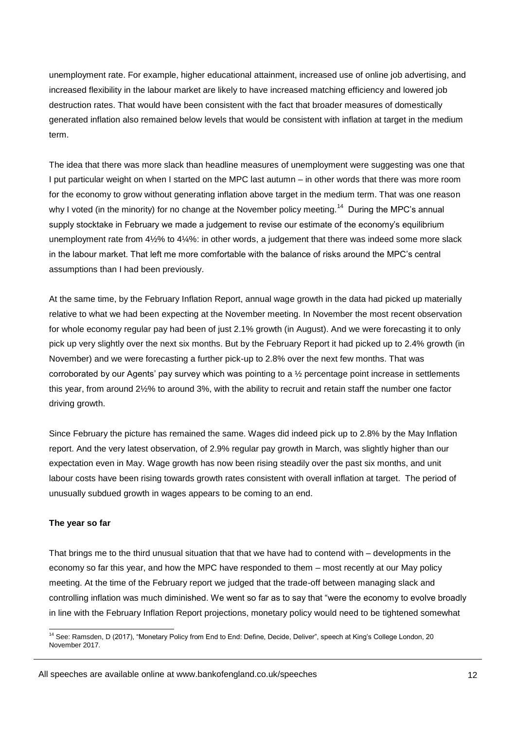unemployment rate. For example, higher educational attainment, increased use of online job advertising, and increased flexibility in the labour market are likely to have increased matching efficiency and lowered job destruction rates. That would have been consistent with the fact that broader measures of domestically generated inflation also remained below levels that would be consistent with inflation at target in the medium term.

The idea that there was more slack than headline measures of unemployment were suggesting was one that I put particular weight on when I started on the MPC last autumn – in other words that there was more room for the economy to grow without generating inflation above target in the medium term. That was one reason why I voted (in the minority) for no change at the November policy meeting.[14] During the MPC's annual supply stocktake in February we made a judgement to revise our estimate of the economy's equilibrium unemployment rate from 4½% to 4¼%: in other words, a judgement that there was indeed some more slack in the labour market. That left me more comfortable with the balance of risks around the MPC's central assumptions than I had been previously.

At the same time, by the February Inflation Report, annual wage growth in the data had picked up materially relative to what we had been expecting at the November meeting. In November the most recent observation for whole economy regular pay had been of just 2.1% growth (in August). And we were forecasting it to only pick up very slightly over the next six months. But by the February Report it had picked up to 2.4% growth (in November) and we were forecasting a further pick-up to 2.8% over the next few months. That was corroborated by our Agents' pay survey which was pointing to a ½ percentage point increase in settlements this year, from around 2½% to around 3%, with the ability to recruit and retain staff the number one factor driving growth.

Since February the picture has remained the same. Wages did indeed pick up to 2.8% by the May Inflation report. And the very latest observation, of 2.9% regular pay growth in March, was slightly higher than our expectation even in May. Wage growth has now been rising steadily over the past six months, and unit labour costs have been rising towards growth rates consistent with overall inflation at target. The period of unusually subdued growth in wages appears to be coming to an end.

**The year so far**

That brings me to the third unusual situation that that we have had to contend with – developments in the economy so far this year, and how the MPC have responded to them – most recently at our May policy meeting. At the time of the February report we judged that the trade-off between managing slack and controlling inflation was much diminished. We went so far as to say that "were the economy to evolve broadly in line with the February Inflation Report projections, monetary policy would need to be tightened somewhat

[14] See: Ramsden, D (2017), "Monetary Policy from End to End: Define, Decide, Deliver", speech at King's College London, 20 November 2017.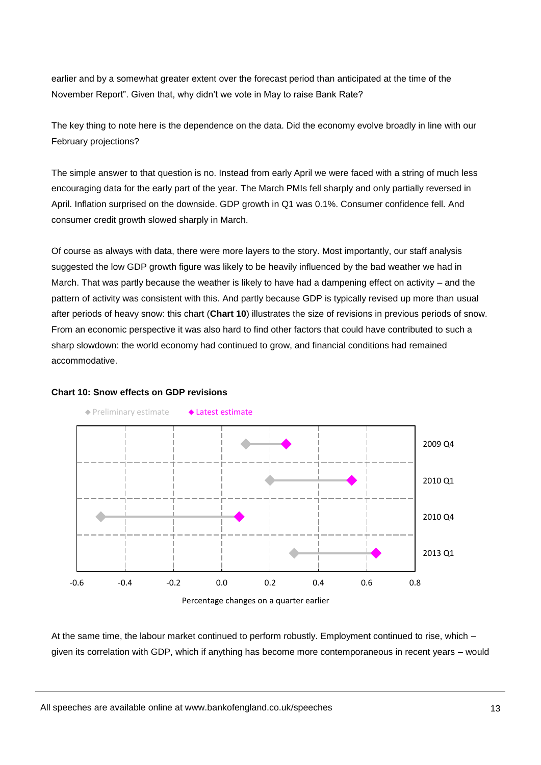earlier and by a somewhat greater extent over the forecast period than anticipated at the time of the November Report”. Given that, why didn’t we vote in May to raise Bank Rate?

The key thing to note here is the dependence on the data. Did the economy evolve broadly in line with our February projections?

The simple answer to that question is no. Instead from early April we were faced with a string of much less encouraging data for the early part of the year. The March PMIs fell sharply and only partially reversed in April. Inflation surprised on the downside. GDP growth in Q1 was 0.1%. Consumer confidence fell. And consumer credit growth slowed sharply in March.

Of course as always with data, there were more layers to the story. Most importantly, our staff analysis suggested the low GDP growth figure was likely to be heavily influenced by the bad weather we had in March. That was partly because the weather is likely to have had a dampening effect on activity – and the pattern of activity was consistent with this. And partly because GDP is typically revised up more than usual after periods of heavy snow: this chart (**Chart 10**) illustrates the size of revisions in previous periods of snow. From an economic perspective it was also hard to find other factors that could have contributed to such a sharp slowdown: the world economy had continued to grow, and financial conditions had remained accommodative.

**Chart 10: Snow effects on GDP revisions**

◆ Preliminary estimate ◆ Latest estimate

2009 Q4
2010 Q1
2010 Q4
2013 Q1

-0.6 -0.4 -0.2 0.0 0.2 0.4 0.6 0.8

Percentage changes on a quarter earlier

At the same time, the labour market continued to perform robustly. Employment continued to rise, which – given its correlation with GDP, which if anything has become more contemporaneous in recent years – would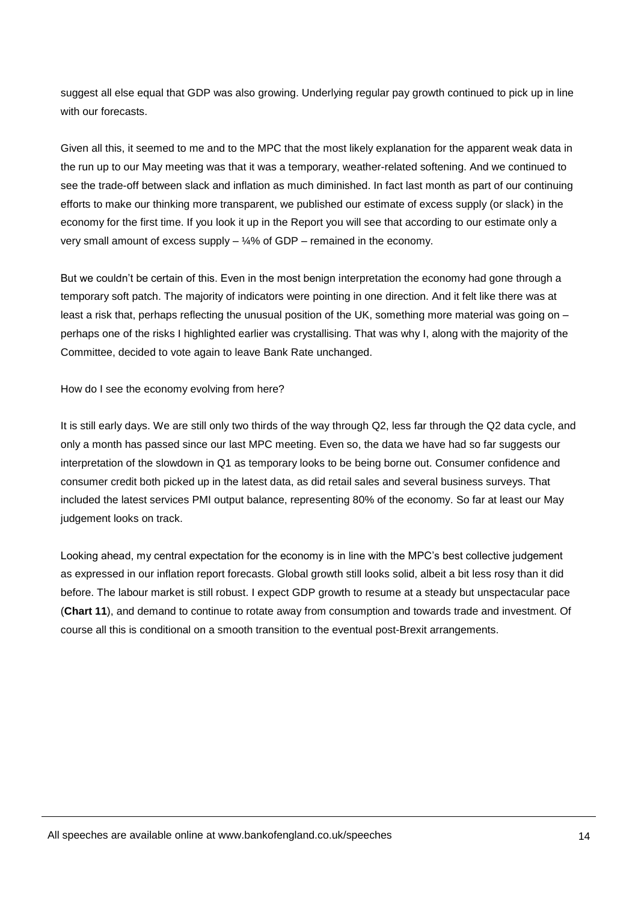suggest all else equal that GDP was also growing. Underlying regular pay growth continued to pick up in line with our forecasts.

Given all this, it seemed to me and to the MPC that the most likely explanation for the apparent weak data in the run up to our May meeting was that it was a temporary, weather-related softening. And we continued to see the trade-off between slack and inflation as much diminished. In fact last month as part of our continuing efforts to make our thinking more transparent, we published our estimate of excess supply (or slack) in the economy for the first time. If you look it up in the Report you will see that according to our estimate only a very small amount of excess supply – ¼% of GDP – remained in the economy.

But we couldn't be certain of this. Even in the most benign interpretation the economy had gone through a temporary soft patch. The majority of indicators were pointing in one direction. And it felt like there was at least a risk that, perhaps reflecting the unusual position of the UK, something more material was going on – perhaps one of the risks I highlighted earlier was crystallising. That was why I, along with the majority of the Committee, decided to vote again to leave Bank Rate unchanged.

How do I see the economy evolving from here?

It is still early days. We are still only two thirds of the way through Q2, less far through the Q2 data cycle, and only a month has passed since our last MPC meeting. Even so, the data we have had so far suggests our interpretation of the slowdown in Q1 as temporary looks to be being borne out. Consumer confidence and consumer credit both picked up in the latest data, as did retail sales and several business surveys. That included the latest services PMI output balance, representing 80% of the economy. So far at least our May judgement looks on track.

Looking ahead, my central expectation for the economy is in line with the MPC's best collective judgement as expressed in our inflation report forecasts. Global growth still looks solid, albeit a bit less rosy than it did before. The labour market is still robust. I expect GDP growth to resume at a steady but unspectacular pace (**Chart 11**), and demand to continue to rotate away from consumption and towards trade and investment. Of course all this is conditional on a smooth transition to the eventual post-Brexit arrangements.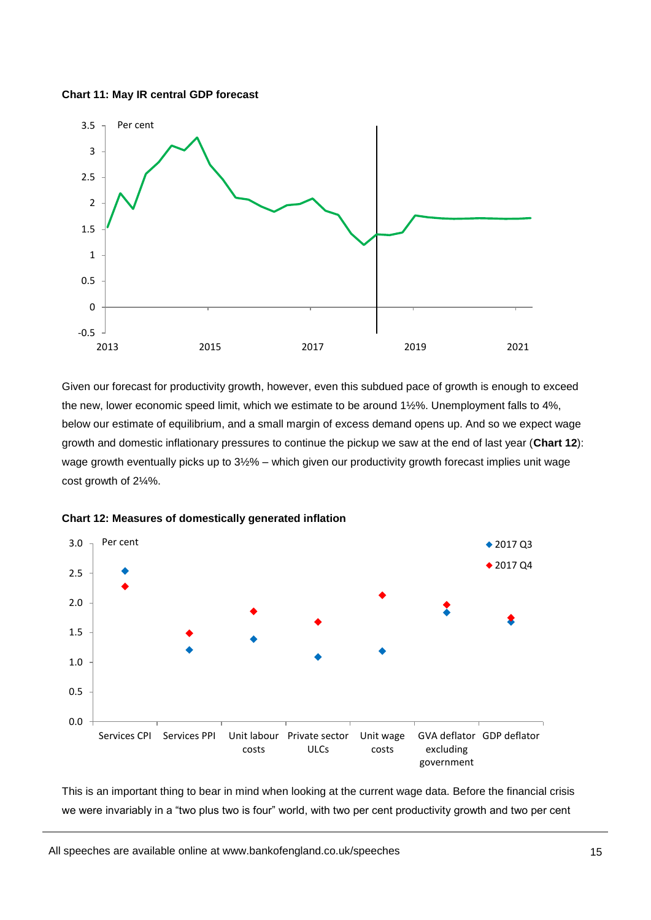**Chart 11: May IR central GDP forecast**

Given our forecast for productivity growth, however, even this subdued pace of growth is enough to exceed the new, lower economic speed limit, which we estimate to be around 1½%. Unemployment falls to 4%, below our estimate of equilibrium, and a small margin of excess demand opens up. And so we expect wage growth and domestic inflationary pressures to continue the pickup we saw at the end of last year (**Chart 12**): wage growth eventually picks up to 3½% – which given our productivity growth forecast implies unit wage cost growth of 2¼%.

**Chart 12: Measures of domestically generated inflation**

This is an important thing to bear in mind when looking at the current wage data. Before the financial crisis we were invariably in a "two plus two is four" world, with two per cent productivity growth and two per cent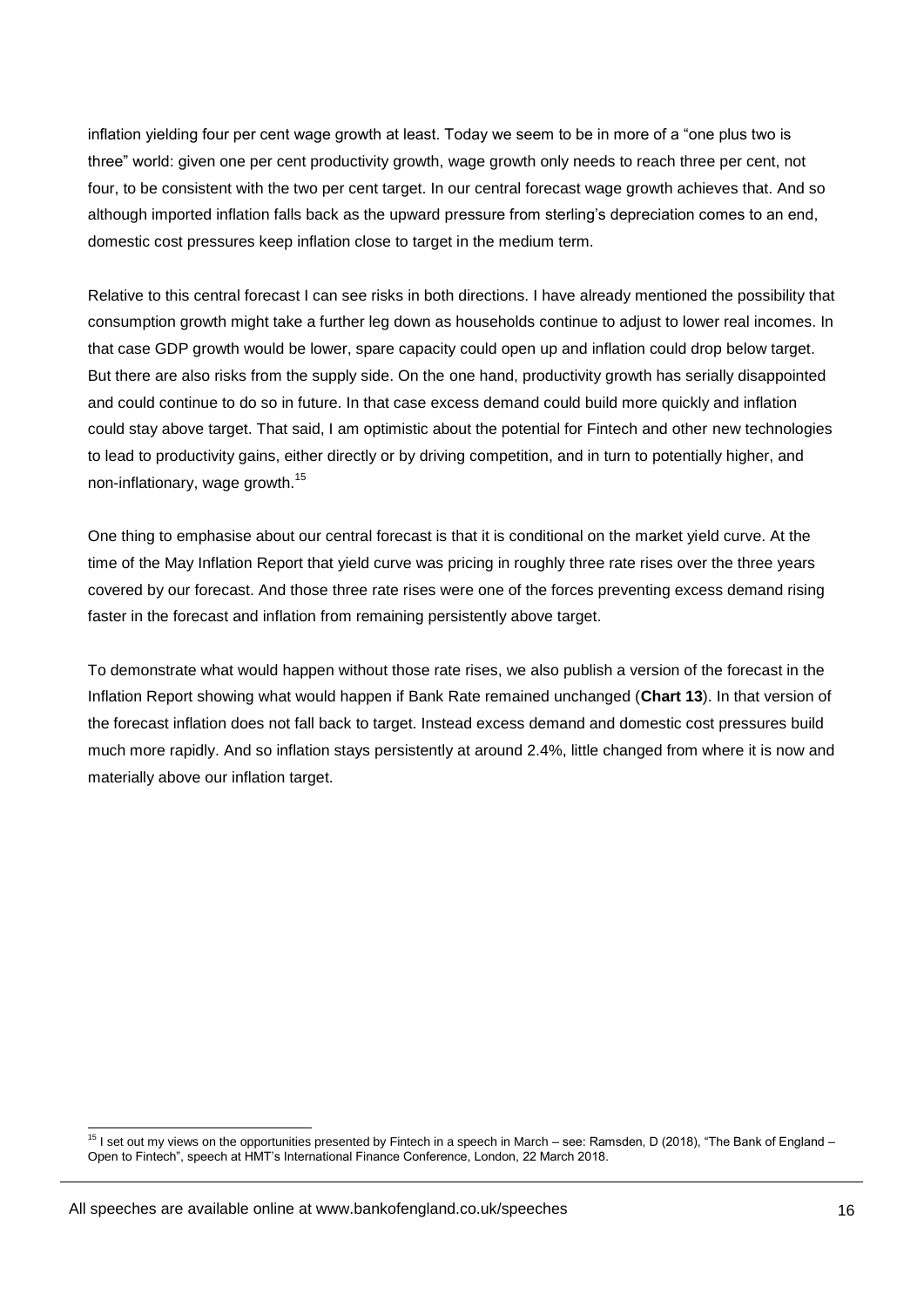inflation yielding four per cent wage growth at least. Today we seem to be in more of a "one plus two is three" world: given one per cent productivity growth, wage growth only needs to reach three per cent, not four, to be consistent with the two per cent target. In our central forecast wage growth achieves that. And so although imported inflation falls back as the upward pressure from sterling's depreciation comes to an end, domestic cost pressures keep inflation close to target in the medium term.

Relative to this central forecast I can see risks in both directions. I have already mentioned the possibility that consumption growth might take a further leg down as households continue to adjust to lower real incomes. In that case GDP growth would be lower, spare capacity could open up and inflation could drop below target. But there are also risks from the supply side. On the one hand, productivity growth has serially disappointed and could continue to do so in future. In that case excess demand could build more quickly and inflation could stay above target. That said, I am optimistic about the potential for Fintech and other new technologies to lead to productivity gains, either directly or by driving competition, and in turn to potentially higher, and non-inflationary, wage growth.[15]

One thing to emphasise about our central forecast is that it is conditional on the market yield curve. At the time of the May Inflation Report that yield curve was pricing in roughly three rate rises over the three years covered by our forecast. And those three rate rises were one of the forces preventing excess demand rising faster in the forecast and inflation from remaining persistently above target.

To demonstrate what would happen without those rate rises, we also publish a version of the forecast in the Inflation Report showing what would happen if Bank Rate remained unchanged (**Chart 13**). In that version of the forecast inflation does not fall back to target. Instead excess demand and domestic cost pressures build much more rapidly. And so inflation stays persistently at around 2.4%, little changed from where it is now and materially above our inflation target.

[15] I set out my views on the opportunities presented by Fintech in a speech in March – see: Ramsden, D (2018), "The Bank of England – Open to Fintech", speech at HMT's International Finance Conference, London, 22 March 2018.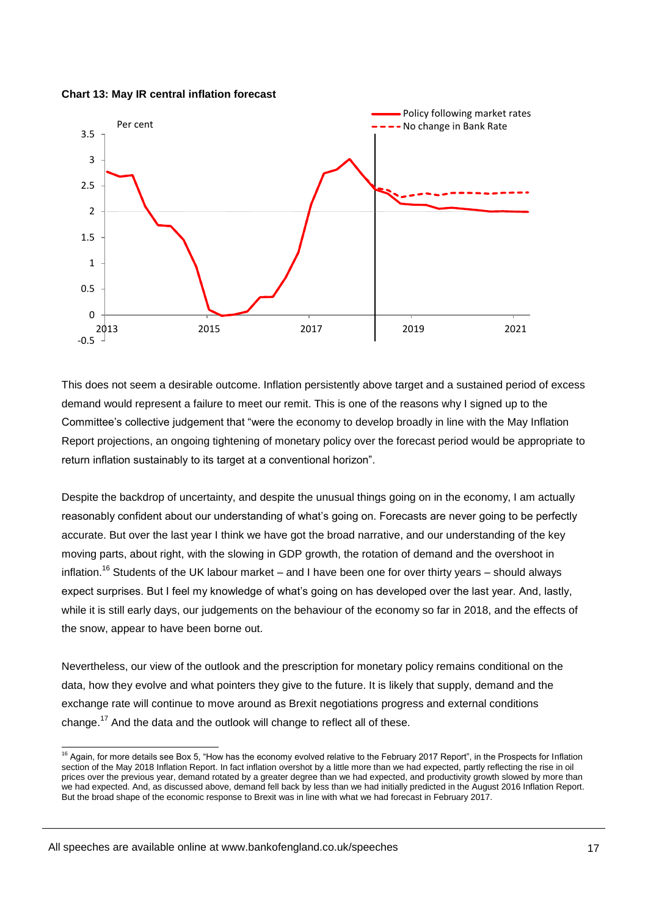**Chart 13: May IR central inflation forecast**

This does not seem a desirable outcome. Inflation persistently above target and a sustained period of excess demand would represent a failure to meet our remit. This is one of the reasons why I signed up to the Committee's collective judgement that "were the economy to develop broadly in line with the May Inflation Report projections, an ongoing tightening of monetary policy over the forecast period would be appropriate to return inflation sustainably to its target at a conventional horizon".

Despite the backdrop of uncertainty, and despite the unusual things going on in the economy, I am actually reasonably confident about our understanding of what's going on. Forecasts are never going to be perfectly accurate. But over the last year I think we have got the broad narrative, and our understanding of the key moving parts, about right, with the slowing in GDP growth, the rotation of demand and the overshoot in inflation.[16] Students of the UK labour market – and I have been one for over thirty years – should always expect surprises. But I feel my knowledge of what's going on has developed over the last year. And, lastly, while it is still early days, our judgements on the behaviour of the economy so far in 2018, and the effects of the snow, appear to have been borne out.

Nevertheless, our view of the outlook and the prescription for monetary policy remains conditional on the data, how they evolve and what pointers they give to the future. It is likely that supply, demand and the exchange rate will continue to move around as Brexit negotiations progress and external conditions change.[17] And the data and the outlook will change to reflect all of these.

[16] Again, for more details see Box 5, "How has the economy evolved relative to the February 2017 Report", in the Prospects for Inflation section of the May 2018 Inflation Report. In fact inflation overshot by a little more than we had expected, partly reflecting the rise in oil prices over the previous year, demand rotated by a greater degree than we had expected, and productivity growth slowed by more than we had expected. And, as discussed above, demand fell back by less than we had initially predicted in the August 2016 Inflation Report. But the broad shape of the economic response to Brexit was in line with what we had forecast in February 2017.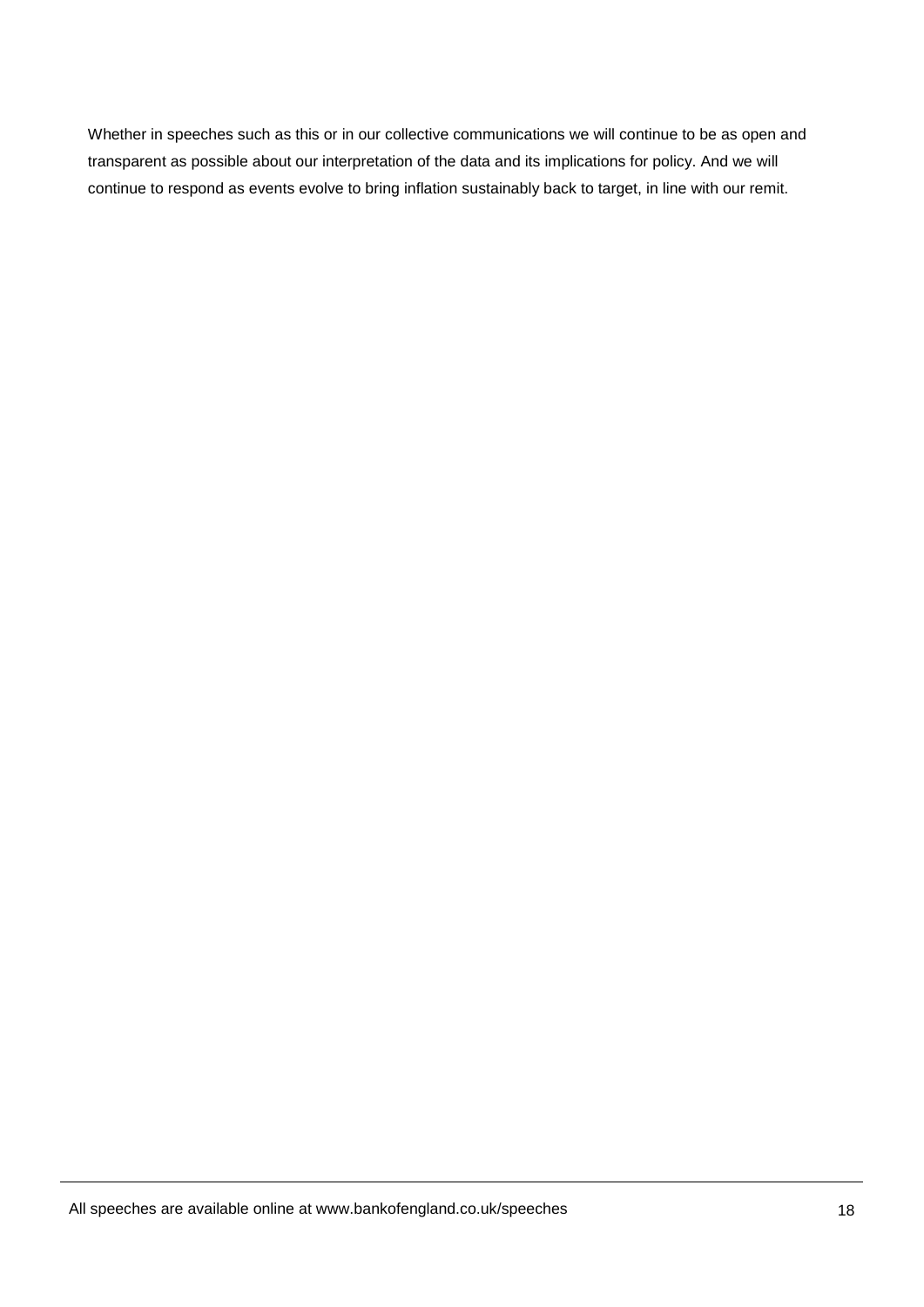Whether in speeches such as this or in our collective communications we will continue to be as open and transparent as possible about our interpretation of the data and its implications for policy. And we will continue to respond as events evolve to bring inflation sustainably back to target, in line with our remit.